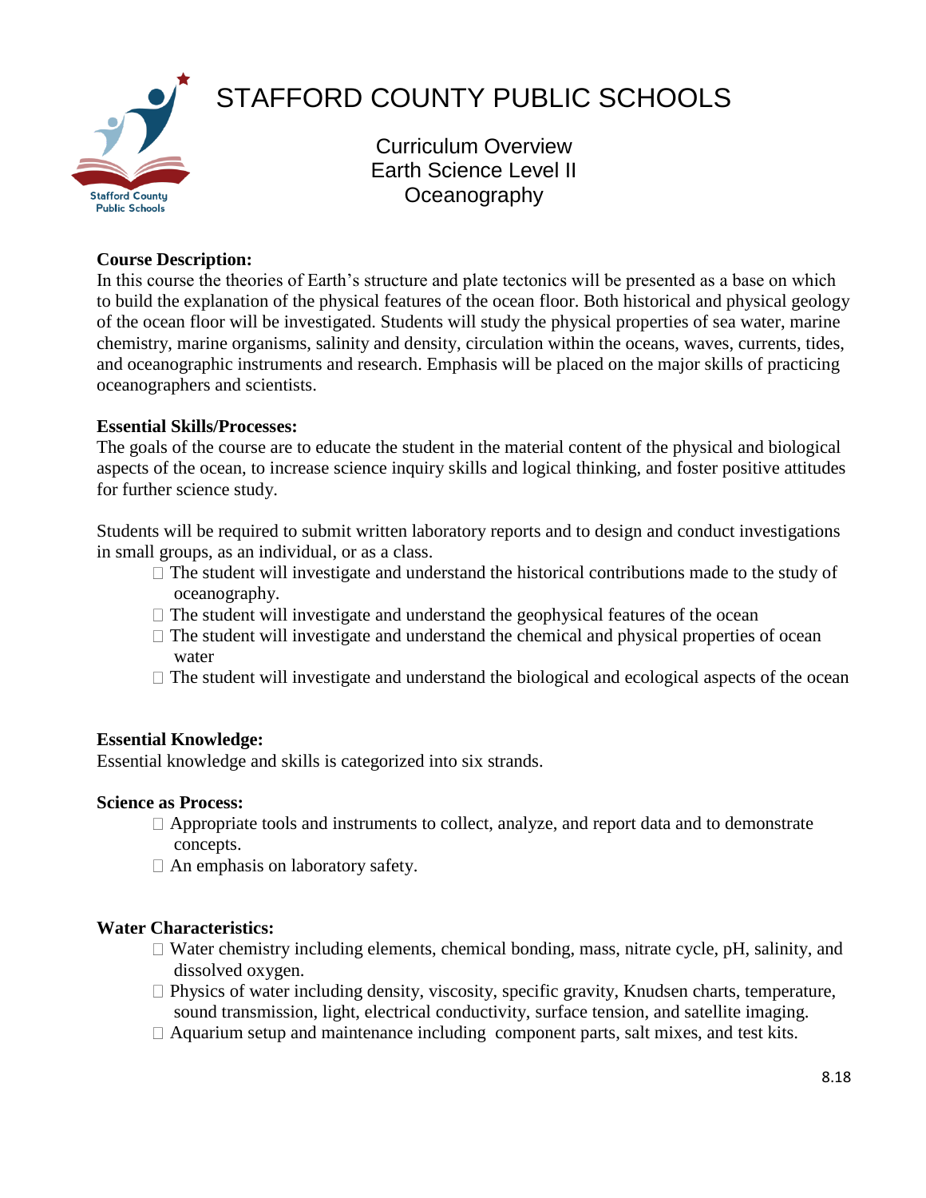# STAFFORD COUNTY PUBLIC SCHOOLS

## Curriculum Overview
## Earth Science Level II
## Oceanography

**Course Description:**
In this course the theories of Earth's structure and plate tectonics will be presented as a base on which to build the explanation of the physical features of the ocean floor. Both historical and physical geology of the ocean floor will be investigated. Students will study the physical properties of sea water, marine chemistry, marine organisms, salinity and density, circulation within the oceans, waves, currents, tides, and oceanographic instruments and research. Emphasis will be placed on the major skills of practicing oceanographers and scientists.

**Essential Skills/Processes:**
The goals of the course are to educate the student in the material content of the physical and biological aspects of the ocean, to increase science inquiry skills and logical thinking, and foster positive attitudes for further science study.

Students will be required to submit written laboratory reports and to design and conduct investigations in small groups, as an individual, or as a class.

- The student will investigate and understand the historical contributions made to the study of oceanography.
- The student will investigate and understand the geophysical features of the ocean
- The student will investigate and understand the chemical and physical properties of ocean water
- The student will investigate and understand the biological and ecological aspects of the ocean

**Essential Knowledge:**
Essential knowledge and skills is categorized into six strands.

**Science as Process:**
- Appropriate tools and instruments to collect, analyze, and report data and to demonstrate concepts.
- An emphasis on laboratory safety.

**Water Characteristics:**
- Water chemistry including elements, chemical bonding, mass, nitrate cycle, pH, salinity, and dissolved oxygen.
- Physics of water including density, viscosity, specific gravity, Knudsen charts, temperature, sound transmission, light, electrical conductivity, surface tension, and satellite imaging.
- Aquarium setup and maintenance including component parts, salt mixes, and test kits.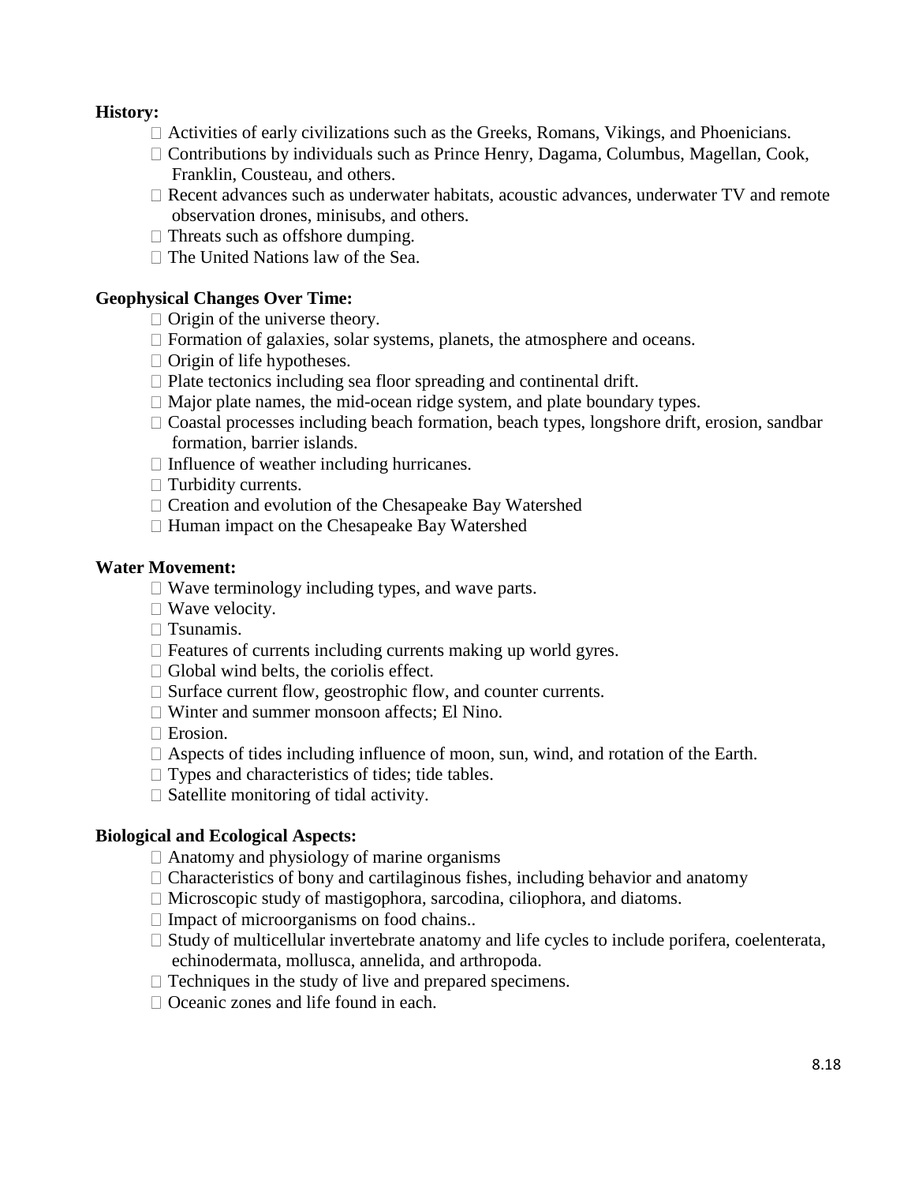**History:**

- Activities of early civilizations such as the Greeks, Romans, Vikings, and Phoenicians.
- Contributions by individuals such as Prince Henry, Dagama, Columbus, Magellan, Cook, Franklin, Cousteau, and others.
- Recent advances such as underwater habitats, acoustic advances, underwater TV and remote observation drones, minisubs, and others.
- Threats such as offshore dumping.
- The United Nations law of the Sea.

**Geophysical Changes Over Time:**

- Origin of the universe theory.
- Formation of galaxies, solar systems, planets, the atmosphere and oceans.
- Origin of life hypotheses.
- Plate tectonics including sea floor spreading and continental drift.
- Major plate names, the mid-ocean ridge system, and plate boundary types.
- Coastal processes including beach formation, beach types, longshore drift, erosion, sandbar formation, barrier islands.
- Influence of weather including hurricanes.
- Turbidity currents.
- Creation and evolution of the Chesapeake Bay Watershed
- Human impact on the Chesapeake Bay Watershed

**Water Movement:**

- Wave terminology including types, and wave parts.
- Wave velocity.
- Tsunamis.
- Features of currents including currents making up world gyres.
- Global wind belts, the coriolis effect.
- Surface current flow, geostrophic flow, and counter currents.
- Winter and summer monsoon affects; El Nino.
- Erosion.
- Aspects of tides including influence of moon, sun, wind, and rotation of the Earth.
- Types and characteristics of tides; tide tables.
- Satellite monitoring of tidal activity.

**Biological and Ecological Aspects:**

- Anatomy and physiology of marine organisms
- Characteristics of bony and cartilaginous fishes, including behavior and anatomy
- Microscopic study of mastigophora, sarcodina, ciliophora, and diatoms.
- Impact of microorganisms on food chains..
- Study of multicellular invertebrate anatomy and life cycles to include porifera, coelenterata, echinodermata, mollusca, annelida, and arthropoda.
- Techniques in the study of live and prepared specimens.
- Oceanic zones and life found in each.